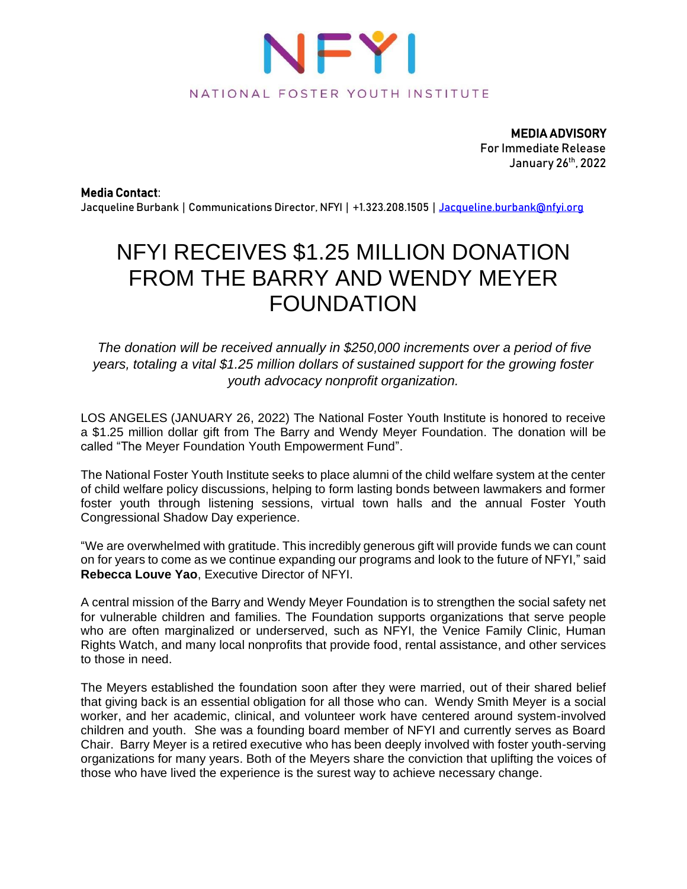NFYI

NATIONAL FOSTER YOUTH INSTITUTE

**MEDIA ADVISORY**
For Immediate Release
January 26th, 2022

**Media Contact**:
Jacqueline Burbank | Communications Director, NFYI | +1.323.208.1505 | Jacqueline.burbank@nfyi.org

# NFYI RECEIVES $1.25 MILLION DONATION FROM THE BARRY AND WENDY MEYER FOUNDATION

*The donation will be received annually in $250,000 increments over a period of five years, totaling a vital $1.25 million dollars of sustained support for the growing foster youth advocacy nonprofit organization.*

LOS ANGELES (JANUARY 26, 2022) The National Foster Youth Institute is honored to receive a $1.25 million dollar gift from The Barry and Wendy Meyer Foundation. The donation will be called "The Meyer Foundation Youth Empowerment Fund".

The National Foster Youth Institute seeks to place alumni of the child welfare system at the center of child welfare policy discussions, helping to form lasting bonds between lawmakers and former foster youth through listening sessions, virtual town halls and the annual Foster Youth Congressional Shadow Day experience.

"We are overwhelmed with gratitude. This incredibly generous gift will provide funds we can count on for years to come as we continue expanding our programs and look to the future of NFYI," said **Rebecca Louve Yao**, Executive Director of NFYI.

A central mission of the Barry and Wendy Meyer Foundation is to strengthen the social safety net for vulnerable children and families. The Foundation supports organizations that serve people who are often marginalized or underserved, such as NFYI, the Venice Family Clinic, Human Rights Watch, and many local nonprofits that provide food, rental assistance, and other services to those in need.

The Meyers established the foundation soon after they were married, out of their shared belief that giving back is an essential obligation for all those who can. Wendy Smith Meyer is a social worker, and her academic, clinical, and volunteer work have centered around system-involved children and youth. She was a founding board member of NFYI and currently serves as Board Chair. Barry Meyer is a retired executive who has been deeply involved with foster youth-serving organizations for many years. Both of the Meyers share the conviction that uplifting the voices of those who have lived the experience is the surest way to achieve necessary change.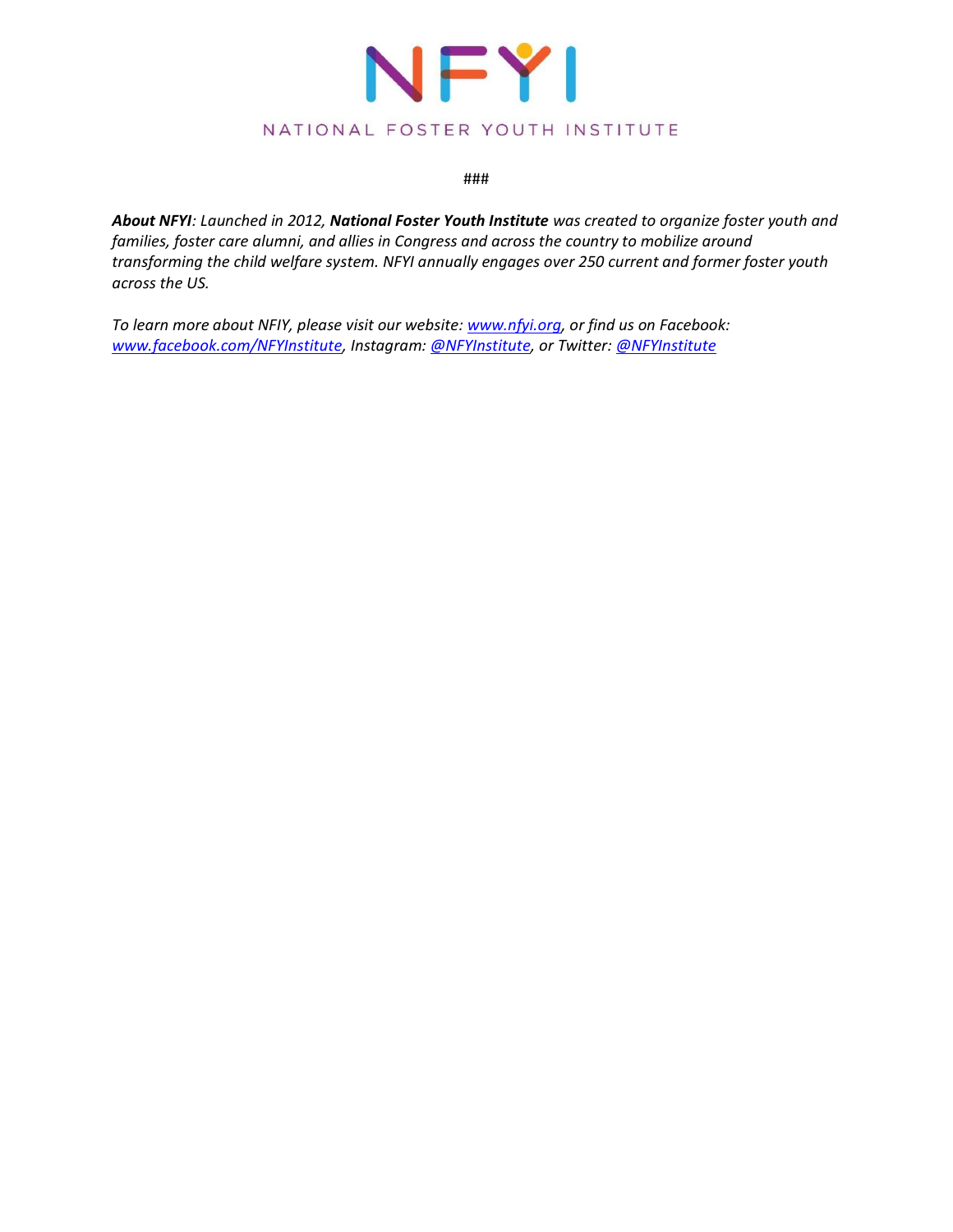NFYI

NATIONAL FOSTER YOUTH INSTITUTE

###

***About NFYI**: Launched in 2012, **National Foster Youth Institute** was created to organize foster youth and families, foster care alumni, and allies in Congress and across the country to mobilize around transforming the child welfare system. NFYI annually engages over 250 current and former foster youth across the US.*

*To learn more about NFIY, please visit our website: [www.nfyi.org](http://www.nfyi.org), or find us on Facebook: [www.facebook.com/NFYInstitute](http://www.facebook.com/NFYInstitute), Instagram: @NFYInstitute, or Twitter: @NFYInstitute*